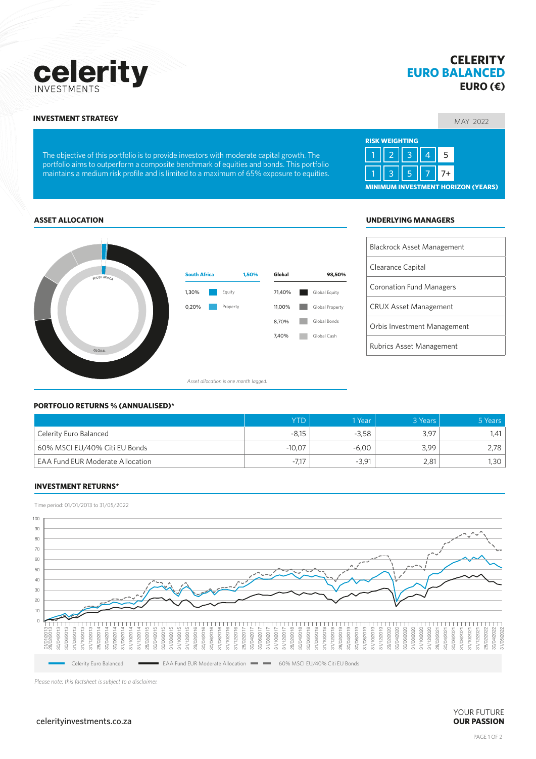celerity INVESTMENTS

# CELERITY EURO BALANCED
## EURO (€)

MAY 2022

### INVESTMENT STRATEGY

The objective of this portfolio is to provide investors with moderate capital growth. The portfolio aims to outperform a composite benchmark of equities and bonds. This portfolio maintains a medium risk profile and is limited to a maximum of 65% exposure to equities.

**RISK WEIGHTING**

| 1 | 2 | 3 | 4 | **5** |
|---|---|---|---|---|

| 1 | 3 | 5 | 7 | **7+** |
|---|---|---|---|---|

**MINIMUM INVESTMENT HORIZON (YEARS)**

### ASSET ALLOCATION

| South Africa | 1,50% |
|---|---|
| 1,30% | Equity |
| 0,20% | Property |

| Global | 98,50% |
|---|---|
| 71,40% | Global Equity |
| 11,00% | Global Property |
| 8,70% | Global Bonds |
| 7,40% | Global Cash |

*Asset allocation is one month lagged.*

### UNDERLYING MANAGERS

- Blackrock Asset Management
- Clearance Capital
- Coronation Fund Managers
- CRUX Asset Management
- Orbis Investment Management
- Rubrics Asset Management

### PORTFOLIO RETURNS % (ANNUALISED)*

| | YTD | 1 Year | 3 Years | 5 Years |
|---|---|---|---|---|
| Celerity Euro Balanced | -8,15 | -3,58 | 3,97 | 1,41 |
| 60% MSCI EU/40% Citi EU Bonds | -10,07 | -6,00 | 3,99 | 2,78 |
| EAA Fund EUR Moderate Allocation | -7,17 | -3,91 | 2,81 | 1,30 |

### INVESTMENT RETURNS*

Time period: 01/01/2013 to 31/05/2022

Legend: Celerity Euro Balanced; EAA Fund EUR Moderate Allocation; 60% MSCI EU/40% Citi EU Bonds

*Please note: this factsheet is subject to a disclaimer.*

celerityinvestments.co.za

YOUR FUTURE **OUR PASSION**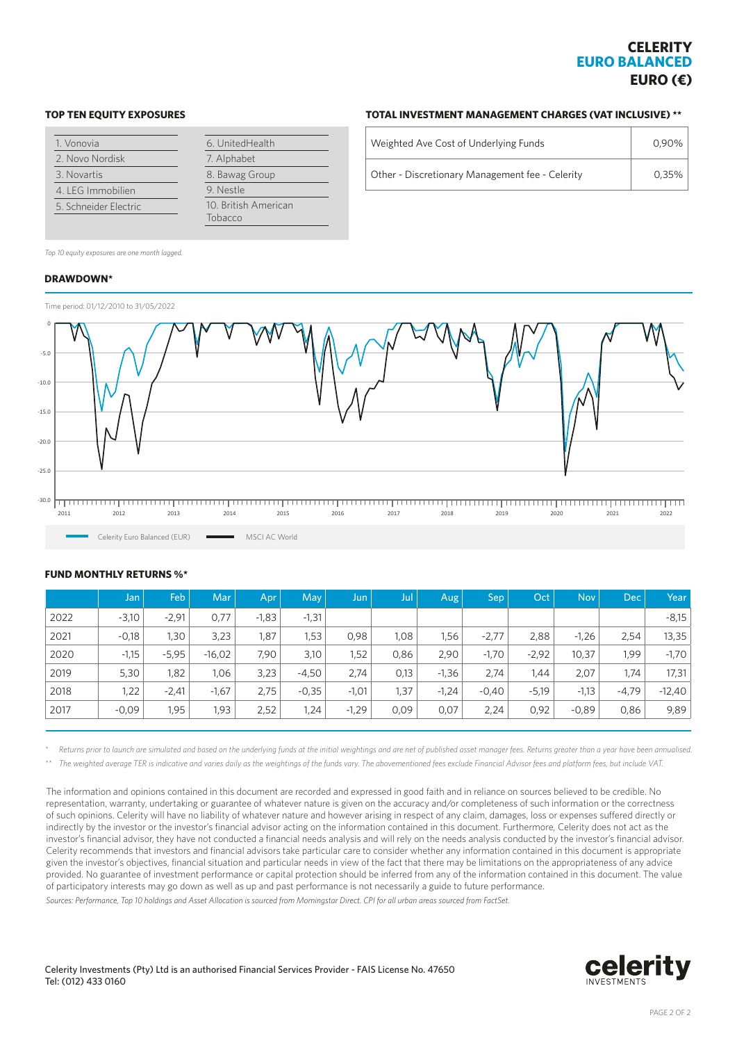# CELERITY EURO BALANCED EURO (€)

## TOP TEN EQUITY EXPOSURES

1. Vonovia
2. Novo Nordisk
3. Novartis
4. LEG Immobilien
5. Schneider Electric
6. UnitedHealth
7. Alphabet
8. Bawag Group
9. Nestle
10. British American Tobacco

*Top 10 equity exposures are one month lagged.*

## TOTAL INVESTMENT MANAGEMENT CHARGES (VAT INCLUSIVE) **

| | |
|---|---|
| Weighted Ave Cost of Underlying Funds | 0,90% |
| Other - Discretionary Management fee - Celerity | 0,35% |

## DRAWDOWN*

Time period: 01/12/2010 to 31/05/2022

0
-5.0
-10.0
-15.0
-20.0
-25.0
-30.0

2011 2012 2013 2014 2015 2016 2017 2018 2019 2020 2021 2022

Celerity Euro Balanced (EUR)
MSCI AC World

## FUND MONTHLY RETURNS %*

| | Jan | Feb | Mar | Apr | May | Jun | Jul | Aug | Sep | Oct | Nov | Dec | Year |
|---|---|---|---|---|---|---|---|---|---|---|---|---|---|
| 2022 | -3,10 | -2,91 | 0,77 | -1,83 | -1,31 | | | | | | | | -8,15 |
| 2021 | -0,18 | 1,30 | 3,23 | 1,87 | 1,53 | 0,98 | 1,08 | 1,56 | -2,77 | 2,88 | -1,26 | 2,54 | 13,35 |
| 2020 | -1,15 | -5,95 | -16,02 | 7,90 | 3,10 | 1,52 | 0,86 | 2,90 | -1,70 | -2,92 | 10,37 | 1,99 | -1,70 |
| 2019 | 5,30 | 1,82 | 1,06 | 3,23 | -4,50 | 2,74 | 0,13 | -1,36 | 2,74 | 1,44 | 2,07 | 1,74 | 17,31 |
| 2018 | 1,22 | -2,41 | -1,67 | 2,75 | -0,35 | -1,01 | 1,37 | -1,24 | -0,40 | -5,19 | -1,13 | -4,79 | -12,40 |
| 2017 | -0,09 | 1,95 | 1,93 | 2,52 | 1,24 | -1,29 | 0,09 | 0,07 | 2,24 | 0,92 | -0,89 | 0,86 | 9,89 |

\* *Returns prior to launch are simulated and based on the underlying funds at the initial weightings and are net of published asset manager fees. Returns greater than a year have been annualised.*

\*\* *The weighted average TER is indicative and varies daily as the weightings of the funds vary. The abovementioned fees exclude Financial Advisor fees and platform fees, but include VAT.*

The information and opinions contained in this document are recorded and expressed in good faith and in reliance on sources believed to be credible. No representation, warranty, undertaking or guarantee of whatever nature is given on the accuracy and/or completeness of such information or the correctness of such opinions. Celerity will have no liability of whatever nature and however arising in respect of any claim, damages, loss or expenses suffered directly or indirectly by the investor or the investor's financial advisor acting on the information contained in this document. Furthermore, Celerity does not act as the investor's financial advisor, they have not conducted a financial needs analysis and will rely on the needs analysis conducted by the investor's financial advisor. Celerity recommends that investors and financial advisors take particular care to consider whether any information contained in this document is appropriate given the investor's objectives, financial situation and particular needs in view of the fact that there may be limitations on the appropriateness of any advice provided. No guarantee of investment performance or capital protection should be inferred from any of the information contained in this document. The value of participatory interests may go down as well as up and past performance is not necessarily a guide to future performance.

*Sources: Performance, Top 10 holdings and Asset Allocation is sourced from Morningstar Direct. CPI for all urban areas sourced from FactSet.*

Celerity Investments (Pty) Ltd is an authorised Financial Services Provider - FAIS License No. 47650
Tel: (012) 433 0160

celerity INVESTMENTS